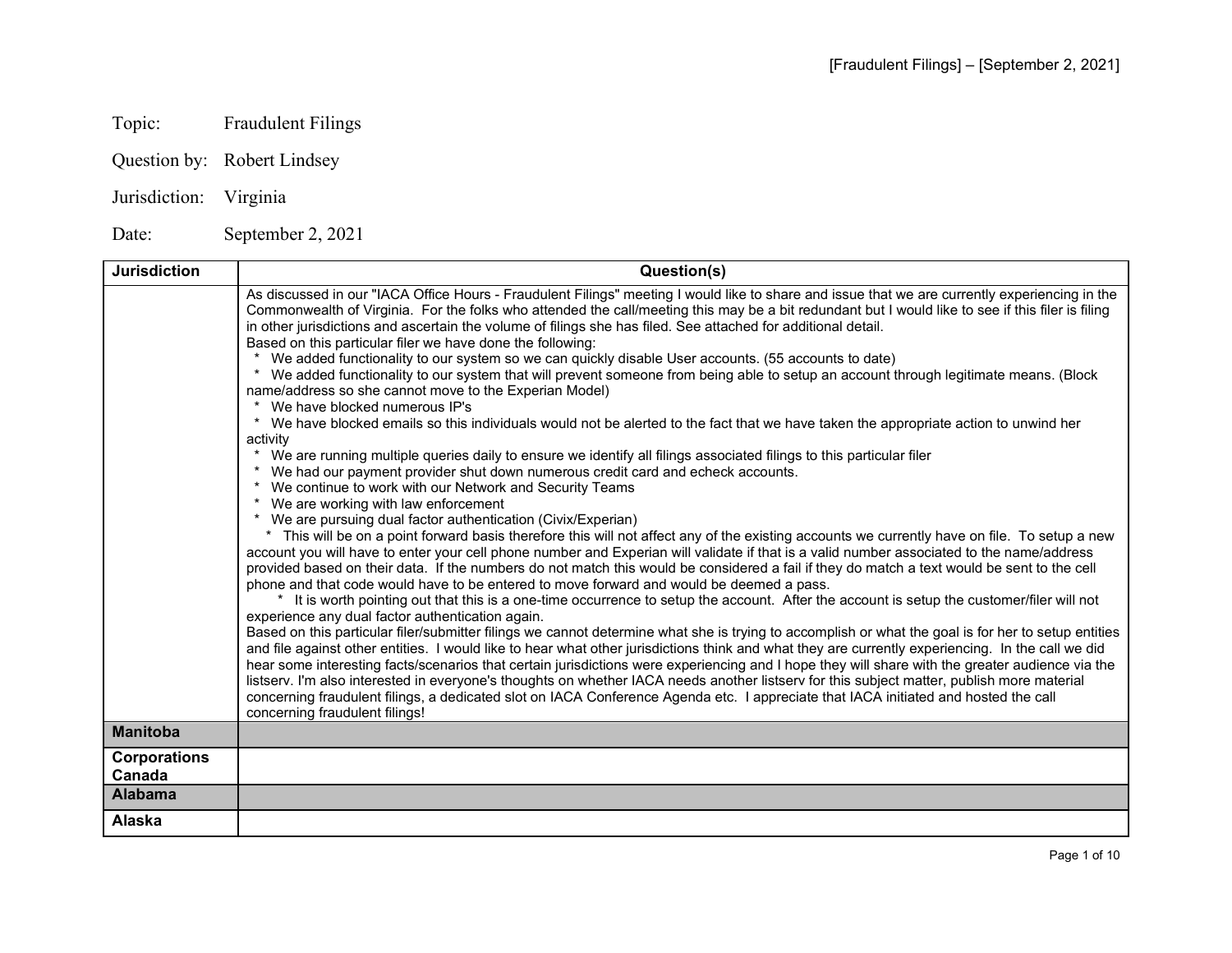Topic: Fraudulent Filings

Question by: Robert Lindsey

Jurisdiction: Virginia

Date: September 2, 2021

| Jurisdiction | Question(s) |
|---|---|
| | As discussed in our "IACA Office Hours - Fraudulent Filings" meeting I would like to share and issue that we are currently experiencing in the Commonwealth of Virginia. For the folks who attended the call/meeting this may be a bit redundant but I would like to see if this filer is filing in other jurisdictions and ascertain the volume of filings she has filed. See attached for additional detail.<br>Based on this particular filer we have done the following:<br>* We added functionality to our system so we can quickly disable User accounts. (55 accounts to date)<br>* We added functionality to our system that will prevent someone from being able to setup an account through legitimate means. (Block name/address so she cannot move to the Experian Model)<br>* We have blocked numerous IP's<br>* We have blocked emails so this individuals would not be alerted to the fact that we have taken the appropriate action to unwind her activity<br>* We are running multiple queries daily to ensure we identify all filings associated filings to this particular filer<br>* We had our payment provider shut down numerous credit card and echeck accounts.<br>* We continue to work with our Network and Security Teams<br>* We are working with law enforcement<br>* We are pursuing dual factor authentication (Civix/Experian)<br>* This will be on a point forward basis therefore this will not affect any of the existing accounts we currently have on file. To setup a new account you will have to enter your cell phone number and Experian will validate if that is a valid number associated to the name/address provided based on their data. If the numbers do not match this would be considered a fail if they do match a text would be sent to the cell phone and that code would have to be entered to move forward and would be deemed a pass.<br>* It is worth pointing out that this is a one-time occurrence to setup the account. After the account is setup the customer/filer will not experience any dual factor authentication again.<br>Based on this particular filer/submitter filings we cannot determine what she is trying to accomplish or what the goal is for her to setup entities and file against other entities. I would like to hear what other jurisdictions think and what they are currently experiencing. In the call we did hear some interesting facts/scenarios that certain jurisdictions were experiencing and I hope they will share with the greater audience via the listserv. I'm also interested in everyone's thoughts on whether IACA needs another listserv for this subject matter, publish more material concerning fraudulent filings, a dedicated slot on IACA Conference Agenda etc. I appreciate that IACA initiated and hosted the call concerning fraudulent filings! |
| **Manitoba** | |
| **Corporations Canada** | |
| **Alabama** | |
| **Alaska** | |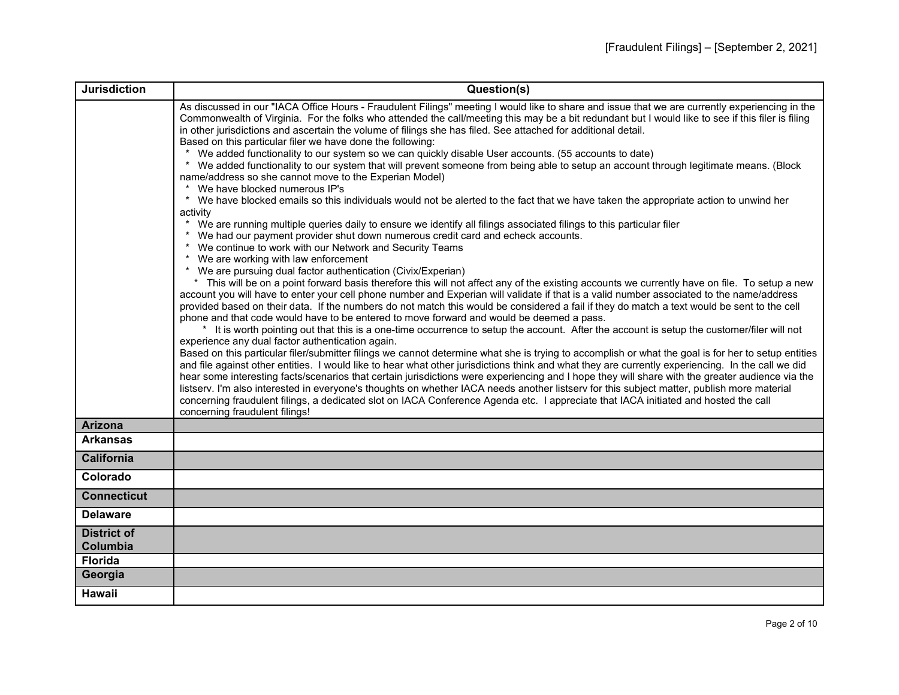| Jurisdiction | Question(s) |
|---|---|
| | As discussed in our "IACA Office Hours - Fraudulent Filings" meeting I would like to share and issue that we are currently experiencing in the Commonwealth of Virginia. For the folks who attended the call/meeting this may be a bit redundant but I would like to see if this filer is filing in other jurisdictions and ascertain the volume of filings she has filed. See attached for additional detail.<br>Based on this particular filer we have done the following:<br>* We added functionality to our system so we can quickly disable User accounts. (55 accounts to date)<br>* We added functionality to our system that will prevent someone from being able to setup an account through legitimate means. (Block name/address so she cannot move to the Experian Model)<br>* We have blocked numerous IP's<br>* We have blocked emails so this individuals would not be alerted to the fact that we have taken the appropriate action to unwind her activity<br>* We are running multiple queries daily to ensure we identify all filings associated filings to this particular filer<br>* We had our payment provider shut down numerous credit card and echeck accounts.<br>* We continue to work with our Network and Security Teams<br>* We are working with law enforcement<br>* We are pursuing dual factor authentication (Civix/Experian)<br>* This will be on a point forward basis therefore this will not affect any of the existing accounts we currently have on file. To setup a new account you will have to enter your cell phone number and Experian will validate if that is a valid number associated to the name/address provided based on their data. If the numbers do not match this would be considered a fail if they do match a text would be sent to the cell phone and that code would have to be entered to move forward and would be deemed a pass.<br>* It is worth pointing out that this is a one-time occurrence to setup the account. After the account is setup the customer/filer will not experience any dual factor authentication again.<br>Based on this particular filer/submitter filings we cannot determine what she is trying to accomplish or what the goal is for her to setup entities and file against other entities. I would like to hear what other jurisdictions think and what they are currently experiencing. In the call we did hear some interesting facts/scenarios that certain jurisdictions were experiencing and I hope they will share with the greater audience via the listserv. I'm also interested in everyone's thoughts on whether IACA needs another listserv for this subject matter, publish more material concerning fraudulent filings, a dedicated slot on IACA Conference Agenda etc. I appreciate that IACA initiated and hosted the call concerning fraudulent filings! |
| **Arizona** | |
| **Arkansas** | |
| **California** | |
| **Colorado** | |
| **Connecticut** | |
| **Delaware** | |
| **District of Columbia** | |
| **Florida** | |
| **Georgia** | |
| **Hawaii** | |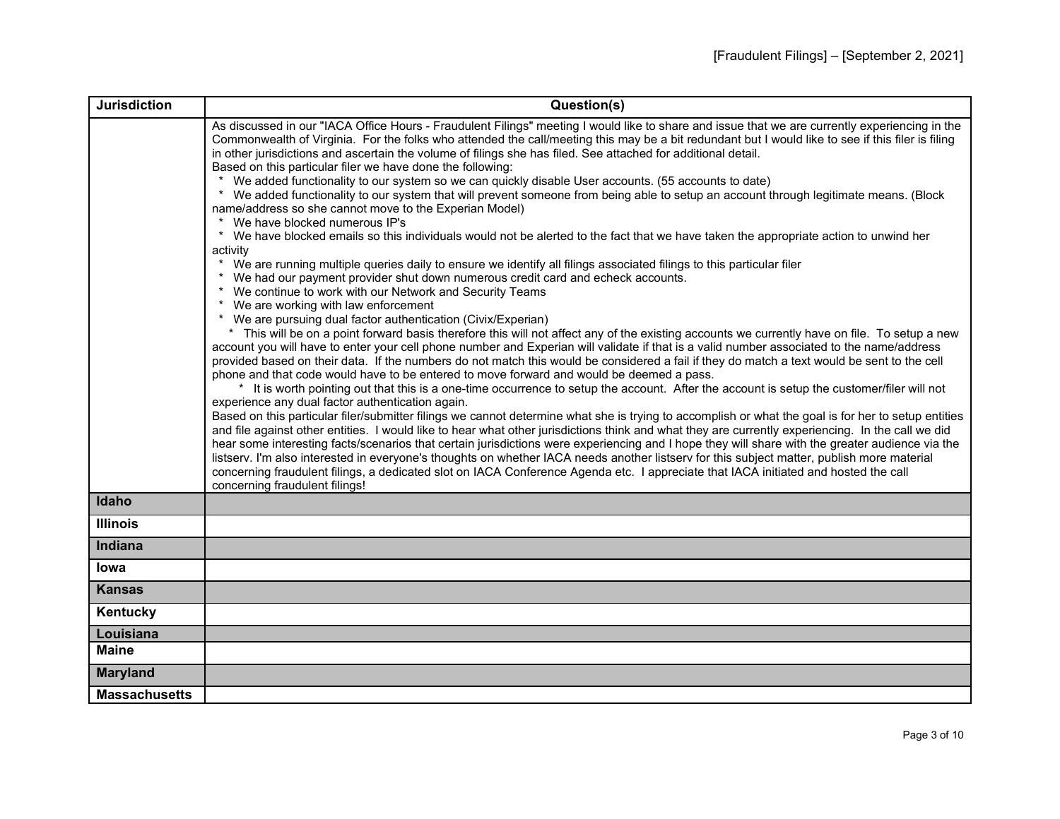| Jurisdiction | Question(s) |
|---|---|
| | As discussed in our "IACA Office Hours - Fraudulent Filings" meeting I would like to share and issue that we are currently experiencing in the Commonwealth of Virginia. For the folks who attended the call/meeting this may be a bit redundant but I would like to see if this filer is filing in other jurisdictions and ascertain the volume of filings she has filed. See attached for additional detail.<br>Based on this particular filer we have done the following:<br>* We added functionality to our system so we can quickly disable User accounts. (55 accounts to date)<br>* We added functionality to our system that will prevent someone from being able to setup an account through legitimate means. (Block name/address so she cannot move to the Experian Model)<br>* We have blocked numerous IP's<br>* We have blocked emails so this individuals would not be alerted to the fact that we have taken the appropriate action to unwind her activity<br>* We are running multiple queries daily to ensure we identify all filings associated filings to this particular filer<br>* We had our payment provider shut down numerous credit card and echeck accounts.<br>* We continue to work with our Network and Security Teams<br>* We are working with law enforcement<br>* We are pursuing dual factor authentication (Civix/Experian)<br>* This will be on a point forward basis therefore this will not affect any of the existing accounts we currently have on file. To setup a new account you will have to enter your cell phone number and Experian will validate if that is a valid number associated to the name/address provided based on their data. If the numbers do not match this would be considered a fail if they do match a text would be sent to the cell phone and that code would have to be entered to move forward and would be deemed a pass.<br>* It is worth pointing out that this is a one-time occurrence to setup the account. After the account is setup the customer/filer will not experience any dual factor authentication again.<br>Based on this particular filer/submitter filings we cannot determine what she is trying to accomplish or what the goal is for her to setup entities and file against other entities. I would like to hear what other jurisdictions think and what they are currently experiencing. In the call we did hear some interesting facts/scenarios that certain jurisdictions were experiencing and I hope they will share with the greater audience via the listserv. I'm also interested in everyone's thoughts on whether IACA needs another listserv for this subject matter, publish more material concerning fraudulent filings, a dedicated slot on IACA Conference Agenda etc. I appreciate that IACA initiated and hosted the call concerning fraudulent filings! |
| **Idaho** | |
| **Illinois** | |
| **Indiana** | |
| **Iowa** | |
| **Kansas** | |
| **Kentucky** | |
| **Louisiana** | |
| **Maine** | |
| **Maryland** | |
| **Massachusetts** | |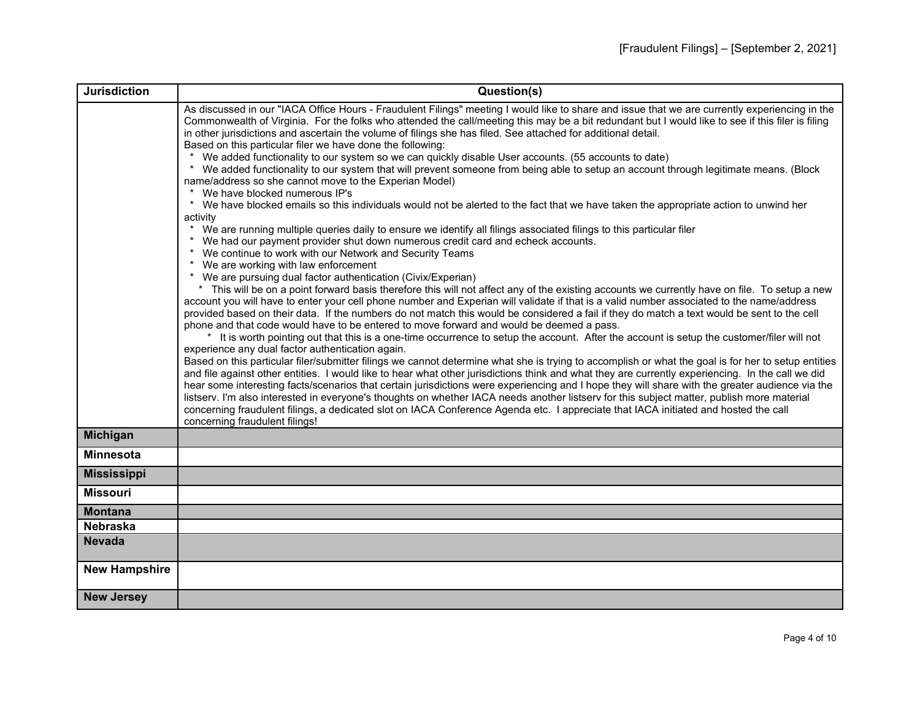| Jurisdiction | Question(s) |
| --- | --- |
| | As discussed in our "IACA Office Hours - Fraudulent Filings" meeting I would like to share and issue that we are currently experiencing in the Commonwealth of Virginia. For the folks who attended the call/meeting this may be a bit redundant but I would like to see if this filer is filing in other jurisdictions and ascertain the volume of filings she has filed. See attached for additional detail.<br>Based on this particular filer we have done the following:<br>* We added functionality to our system so we can quickly disable User accounts. (55 accounts to date)<br>* We added functionality to our system that will prevent someone from being able to setup an account through legitimate means. (Block name/address so she cannot move to the Experian Model)<br>* We have blocked numerous IP's<br>* We have blocked emails so this individuals would not be alerted to the fact that we have taken the appropriate action to unwind her activity<br>* We are running multiple queries daily to ensure we identify all filings associated filings to this particular filer<br>* We had our payment provider shut down numerous credit card and echeck accounts.<br>* We continue to work with our Network and Security Teams<br>* We are working with law enforcement<br>* We are pursuing dual factor authentication (Civix/Experian)<br>* This will be on a point forward basis therefore this will not affect any of the existing accounts we currently have on file. To setup a new account you will have to enter your cell phone number and Experian will validate if that is a valid number associated to the name/address provided based on their data. If the numbers do not match this would be considered a fail if they do match a text would be sent to the cell phone and that code would have to be entered to move forward and would be deemed a pass.<br>* It is worth pointing out that this is a one-time occurrence to setup the account. After the account is setup the customer/filer will not experience any dual factor authentication again.<br>Based on this particular filer/submitter filings we cannot determine what she is trying to accomplish or what the goal is for her to setup entities and file against other entities. I would like to hear what other jurisdictions think and what they are currently experiencing. In the call we did hear some interesting facts/scenarios that certain jurisdictions were experiencing and I hope they will share with the greater audience via the listserv. I'm also interested in everyone's thoughts on whether IACA needs another listserv for this subject matter, publish more material concerning fraudulent filings, a dedicated slot on IACA Conference Agenda etc. I appreciate that IACA initiated and hosted the call concerning fraudulent filings! |
| **Michigan** | |
| **Minnesota** | |
| **Mississippi** | |
| **Missouri** | |
| **Montana** | |
| **Nebraska** | |
| **Nevada** | |
| **New Hampshire** | |
| **New Jersey** | |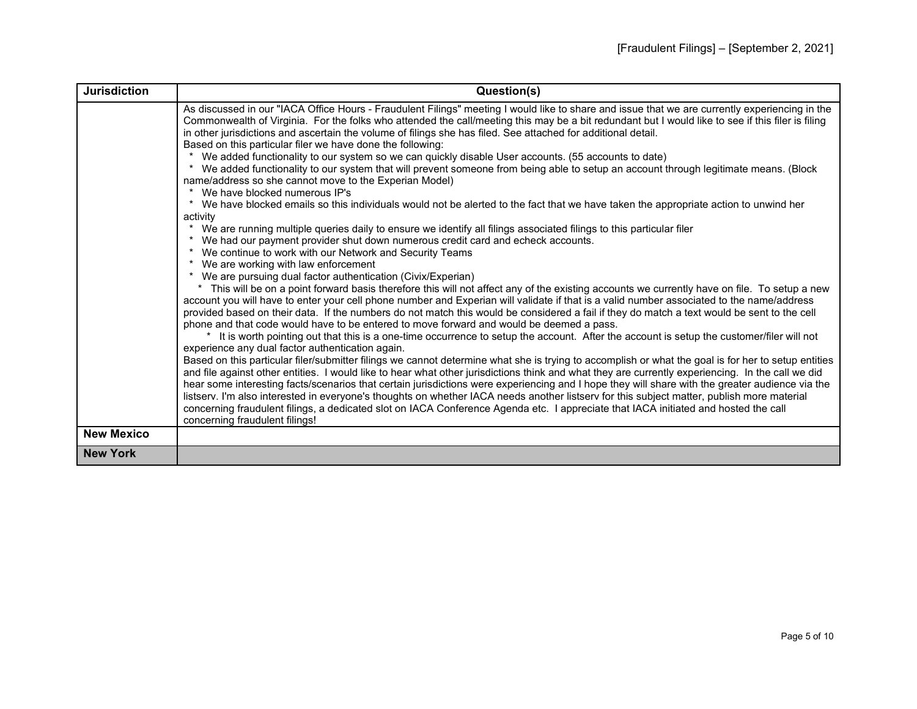| Jurisdiction | Question(s) |
|---|---|
| | As discussed in our "IACA Office Hours - Fraudulent Filings" meeting I would like to share and issue that we are currently experiencing in the Commonwealth of Virginia. For the folks who attended the call/meeting this may be a bit redundant but I would like to see if this filer is filing in other jurisdictions and ascertain the volume of filings she has filed. See attached for additional detail.<br>Based on this particular filer we have done the following:<br>* We added functionality to our system so we can quickly disable User accounts. (55 accounts to date)<br>* We added functionality to our system that will prevent someone from being able to setup an account through legitimate means. (Block name/address so she cannot move to the Experian Model)<br>* We have blocked numerous IP's<br>* We have blocked emails so this individuals would not be alerted to the fact that we have taken the appropriate action to unwind her activity<br>* We are running multiple queries daily to ensure we identify all filings associated filings to this particular filer<br>* We had our payment provider shut down numerous credit card and echeck accounts.<br>* We continue to work with our Network and Security Teams<br>* We are working with law enforcement<br>* We are pursuing dual factor authentication (Civix/Experian)<br>* This will be on a point forward basis therefore this will not affect any of the existing accounts we currently have on file. To setup a new account you will have to enter your cell phone number and Experian will validate if that is a valid number associated to the name/address provided based on their data. If the numbers do not match this would be considered a fail if they do match a text would be sent to the cell phone and that code would have to be entered to move forward and would be deemed a pass.<br>* It is worth pointing out that this is a one-time occurrence to setup the account. After the account is setup the customer/filer will not experience any dual factor authentication again.<br>Based on this particular filer/submitter filings we cannot determine what she is trying to accomplish or what the goal is for her to setup entities and file against other entities. I would like to hear what other jurisdictions think and what they are currently experiencing. In the call we did hear some interesting facts/scenarios that certain jurisdictions were experiencing and I hope they will share with the greater audience via the listserv. I'm also interested in everyone's thoughts on whether IACA needs another listserv for this subject matter, publish more material concerning fraudulent filings, a dedicated slot on IACA Conference Agenda etc. I appreciate that IACA initiated and hosted the call concerning fraudulent filings! |
| **New Mexico** | |
| **New York** | |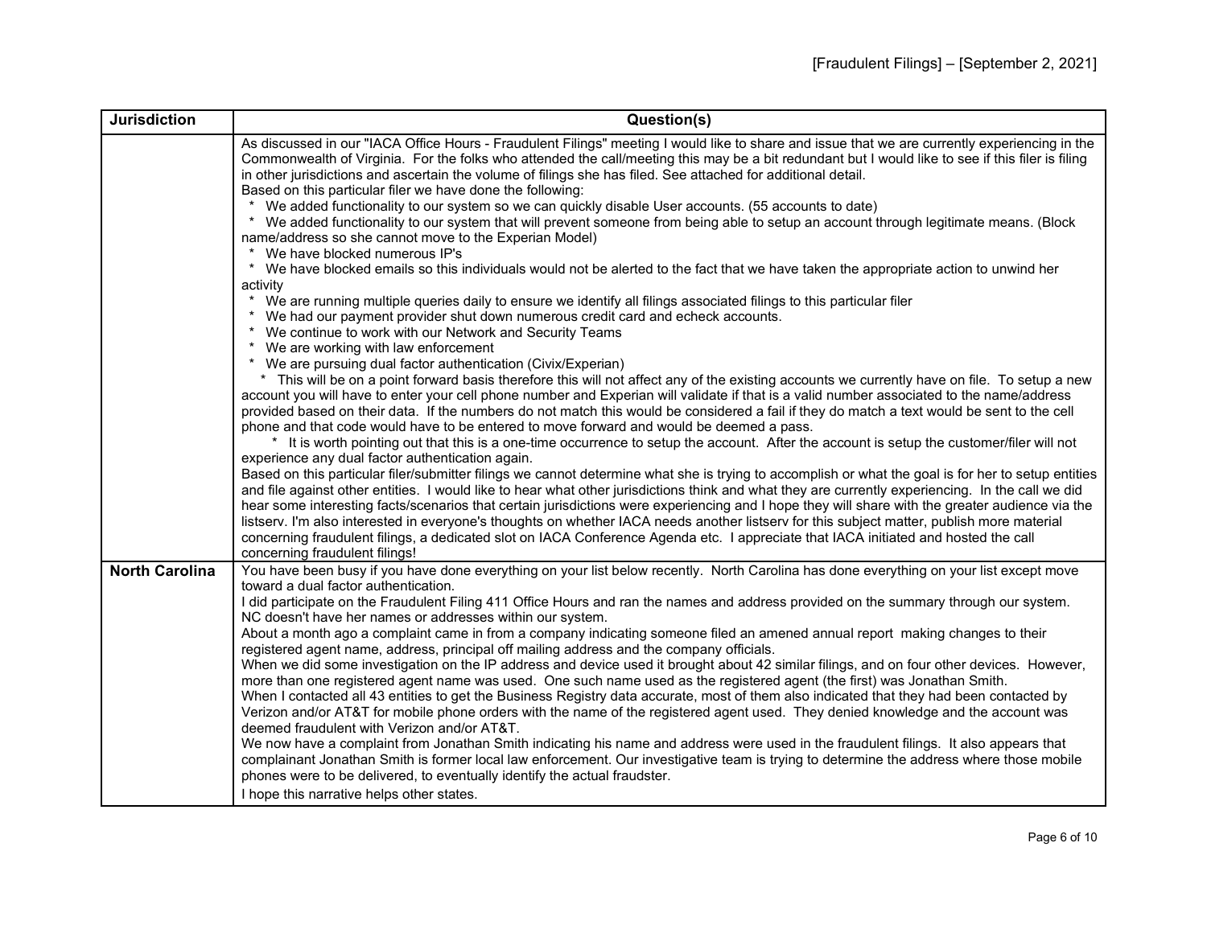| Jurisdiction | Question(s) |
|---|---|
| | As discussed in our "IACA Office Hours - Fraudulent Filings" meeting I would like to share and issue that we are currently experiencing in the Commonwealth of Virginia. For the folks who attended the call/meeting this may be a bit redundant but I would like to see if this filer is filing in other jurisdictions and ascertain the volume of filings she has filed. See attached for additional detail.<br>Based on this particular filer we have done the following:<br>* We added functionality to our system so we can quickly disable User accounts. (55 accounts to date)<br>* We added functionality to our system that will prevent someone from being able to setup an account through legitimate means. (Block name/address so she cannot move to the Experian Model)<br>* We have blocked numerous IP's<br>* We have blocked emails so this individuals would not be alerted to the fact that we have taken the appropriate action to unwind her activity<br>* We are running multiple queries daily to ensure we identify all filings associated filings to this particular filer<br>* We had our payment provider shut down numerous credit card and echeck accounts.<br>* We continue to work with our Network and Security Teams<br>* We are working with law enforcement<br>* We are pursuing dual factor authentication (Civix/Experian)<br>* This will be on a point forward basis therefore this will not affect any of the existing accounts we currently have on file. To setup a new account you will have to enter your cell phone number and Experian will validate if that is a valid number associated to the name/address provided based on their data. If the numbers do not match this would be considered a fail if they do match a text would be sent to the cell phone and that code would have to be entered to move forward and would be deemed a pass.<br>* It is worth pointing out that this is a one-time occurrence to setup the account. After the account is setup the customer/filer will not experience any dual factor authentication again.<br>Based on this particular filer/submitter filings we cannot determine what she is trying to accomplish or what the goal is for her to setup entities and file against other entities. I would like to hear what other jurisdictions think and what they are currently experiencing. In the call we did hear some interesting facts/scenarios that certain jurisdictions were experiencing and I hope they will share with the greater audience via the listserv. I'm also interested in everyone's thoughts on whether IACA needs another listserv for this subject matter, publish more material concerning fraudulent filings, a dedicated slot on IACA Conference Agenda etc. I appreciate that IACA initiated and hosted the call concerning fraudulent filings! |
| **North Carolina** | You have been busy if you have done everything on your list below recently. North Carolina has done everything on your list except move toward a dual factor authentication.<br>I did participate on the Fraudulent Filing 411 Office Hours and ran the names and address provided on the summary through our system. NC doesn't have her names or addresses within our system.<br>About a month ago a complaint came in from a company indicating someone filed an amened annual report making changes to their registered agent name, address, principal off mailing address and the company officials.<br>When we did some investigation on the IP address and device used it brought about 42 similar filings, and on four other devices. However, more than one registered agent name was used. One such name used as the registered agent (the first) was Jonathan Smith.<br>When I contacted all 43 entities to get the Business Registry data accurate, most of them also indicated that they had been contacted by Verizon and/or AT&T for mobile phone orders with the name of the registered agent used. They denied knowledge and the account was deemed fraudulent with Verizon and/or AT&T.<br>We now have a complaint from Jonathan Smith indicating his name and address were used in the fraudulent filings. It also appears that complainant Jonathan Smith is former local law enforcement. Our investigative team is trying to determine the address where those mobile phones were to be delivered, to eventually identify the actual fraudster.<br>I hope this narrative helps other states. |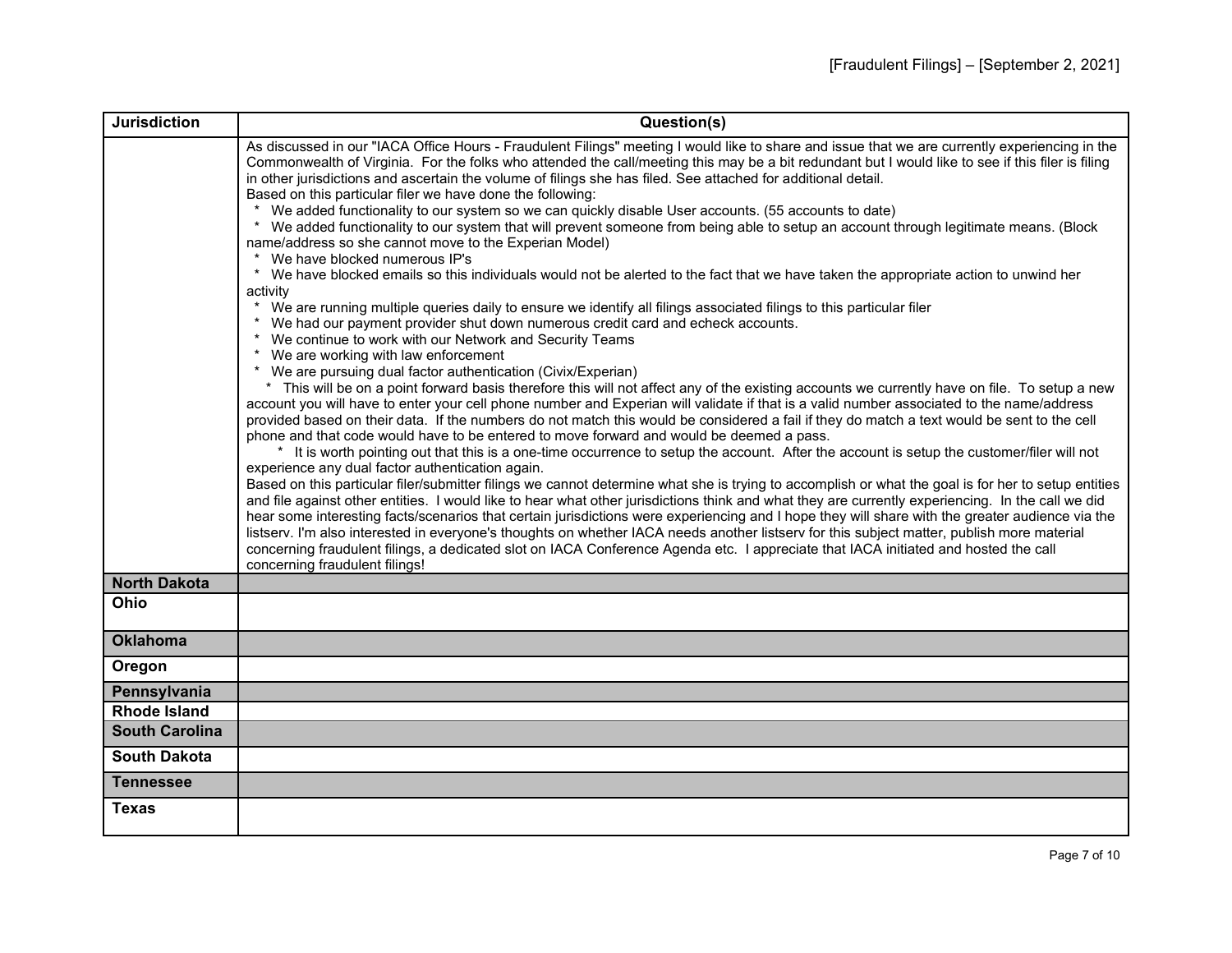| Jurisdiction | Question(s) |
|---|---|
| | As discussed in our "IACA Office Hours - Fraudulent Filings" meeting I would like to share and issue that we are currently experiencing in the Commonwealth of Virginia. For the folks who attended the call/meeting this may be a bit redundant but I would like to see if this filer is filing in other jurisdictions and ascertain the volume of filings she has filed. See attached for additional detail.<br>Based on this particular filer we have done the following:<br>\* We added functionality to our system so we can quickly disable User accounts. (55 accounts to date)<br>\* We added functionality to our system that will prevent someone from being able to setup an account through legitimate means. (Block name/address so she cannot move to the Experian Model)<br>\* We have blocked numerous IP's<br>\* We have blocked emails so this individuals would not be alerted to the fact that we have taken the appropriate action to unwind her activity<br>\* We are running multiple queries daily to ensure we identify all filings associated filings to this particular filer<br>\* We had our payment provider shut down numerous credit card and echeck accounts.<br>\* We continue to work with our Network and Security Teams<br>\* We are working with law enforcement<br>\* We are pursuing dual factor authentication (Civix/Experian)<br>\* This will be on a point forward basis therefore this will not affect any of the existing accounts we currently have on file. To setup a new account you will have to enter your cell phone number and Experian will validate if that is a valid number associated to the name/address provided based on their data. If the numbers do not match this would be considered a fail if they do match a text would be sent to the cell phone and that code would have to be entered to move forward and would be deemed a pass.<br>\* It is worth pointing out that this is a one-time occurrence to setup the account. After the account is setup the customer/filer will not experience any dual factor authentication again.<br>Based on this particular filer/submitter filings we cannot determine what she is trying to accomplish or what the goal is for her to setup entities and file against other entities. I would like to hear what other jurisdictions think and what they are currently experiencing. In the call we did hear some interesting facts/scenarios that certain jurisdictions were experiencing and I hope they will share with the greater audience via the listserv. I'm also interested in everyone's thoughts on whether IACA needs another listserv for this subject matter, publish more material concerning fraudulent filings, a dedicated slot on IACA Conference Agenda etc. I appreciate that IACA initiated and hosted the call concerning fraudulent filings! |
| **North Dakota** | |
| **Ohio** | |
| **Oklahoma** | |
| **Oregon** | |
| **Pennsylvania** | |
| **Rhode Island** | |
| **South Carolina** | |
| **South Dakota** | |
| **Tennessee** | |
| **Texas** | |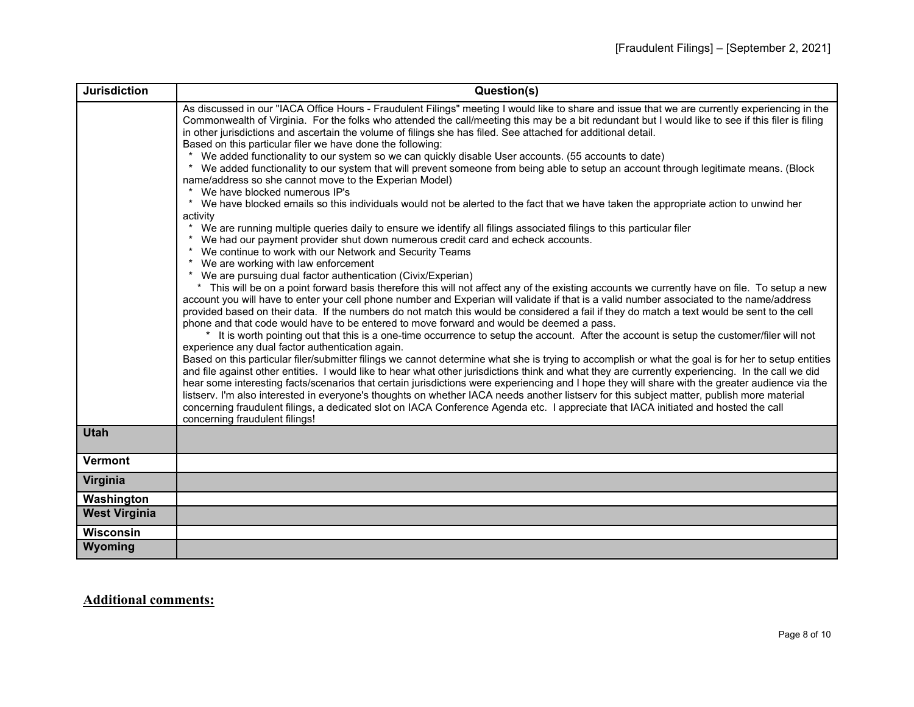| Jurisdiction | Question(s) |
|---|---|
| | As discussed in our "IACA Office Hours - Fraudulent Filings" meeting I would like to share and issue that we are currently experiencing in the Commonwealth of Virginia. For the folks who attended the call/meeting this may be a bit redundant but I would like to see if this filer is filing in other jurisdictions and ascertain the volume of filings she has filed. See attached for additional detail.<br>Based on this particular filer we have done the following:<br>* We added functionality to our system so we can quickly disable User accounts. (55 accounts to date)<br>* We added functionality to our system that will prevent someone from being able to setup an account through legitimate means. (Block name/address so she cannot move to the Experian Model)<br>* We have blocked numerous IP's<br>* We have blocked emails so this individuals would not be alerted to the fact that we have taken the appropriate action to unwind her activity<br>* We are running multiple queries daily to ensure we identify all filings associated filings to this particular filer<br>* We had our payment provider shut down numerous credit card and echeck accounts.<br>* We continue to work with our Network and Security Teams<br>* We are working with law enforcement<br>* We are pursuing dual factor authentication (Civix/Experian)<br>* This will be on a point forward basis therefore this will not affect any of the existing accounts we currently have on file. To setup a new account you will have to enter your cell phone number and Experian will validate if that is a valid number associated to the name/address provided based on their data. If the numbers do not match this would be considered a fail if they do match a text would be sent to the cell phone and that code would have to be entered to move forward and would be deemed a pass.<br>* It is worth pointing out that this is a one-time occurrence to setup the account. After the account is setup the customer/filer will not experience any dual factor authentication again.<br>Based on this particular filer/submitter filings we cannot determine what she is trying to accomplish or what the goal is for her to setup entities and file against other entities. I would like to hear what other jurisdictions think and what they are currently experiencing. In the call we did hear some interesting facts/scenarios that certain jurisdictions were experiencing and I hope they will share with the greater audience via the listserv. I'm also interested in everyone's thoughts on whether IACA needs another listserv for this subject matter, publish more material concerning fraudulent filings, a dedicated slot on IACA Conference Agenda etc. I appreciate that IACA initiated and hosted the call concerning fraudulent filings! |
| **Utah** | |
| **Vermont** | |
| **Virginia** | |
| **Washington** | |
| **West Virginia** | |
| **Wisconsin** | |
| **Wyoming** | |

**Additional comments:**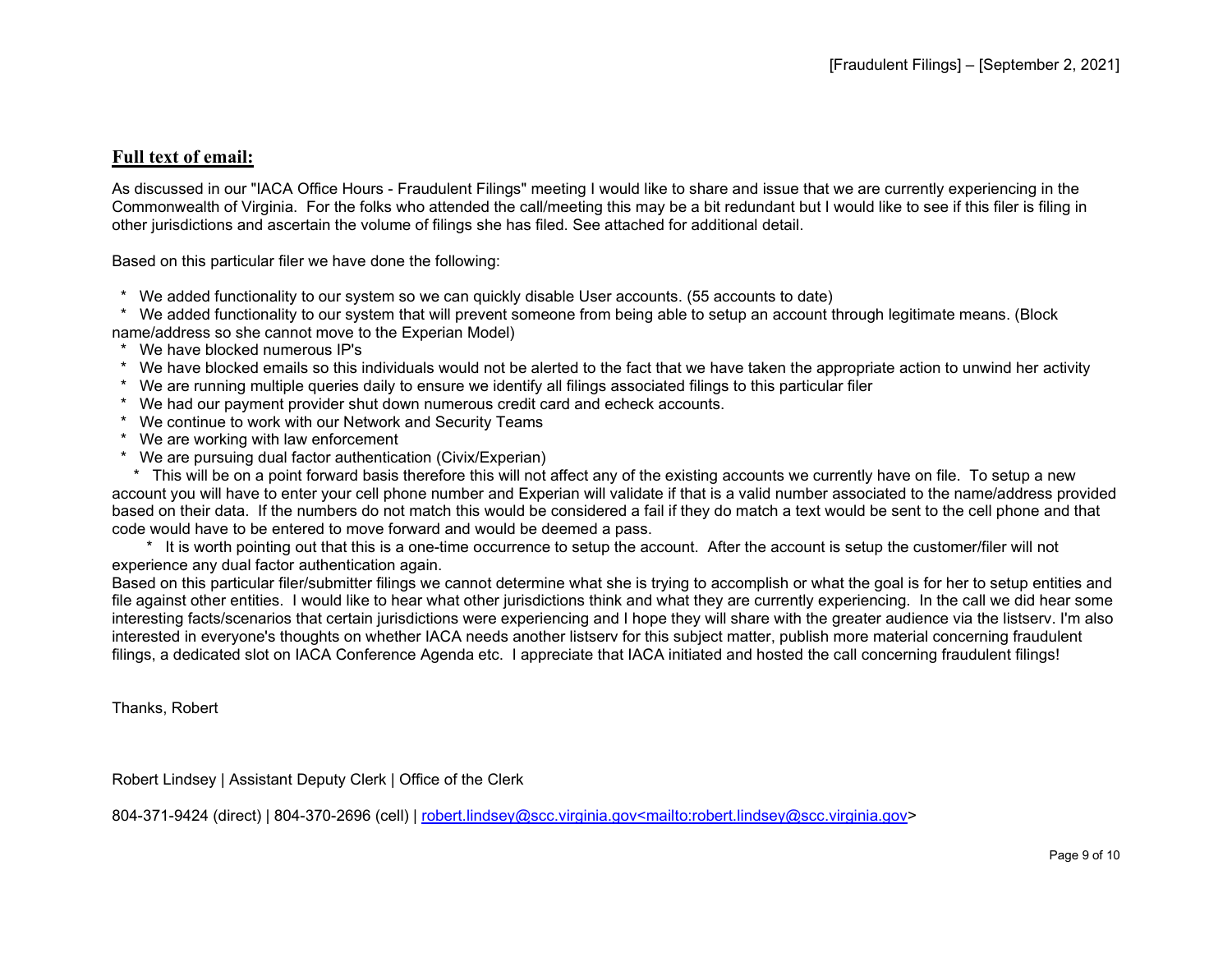## Full text of email:

As discussed in our "IACA Office Hours - Fraudulent Filings" meeting I would like to share and issue that we are currently experiencing in the Commonwealth of Virginia. For the folks who attended the call/meeting this may be a bit redundant but I would like to see if this filer is filing in other jurisdictions and ascertain the volume of filings she has filed. See attached for additional detail.

Based on this particular filer we have done the following:

* We added functionality to our system so we can quickly disable User accounts. (55 accounts to date)
* We added functionality to our system that will prevent someone from being able to setup an account through legitimate means. (Block name/address so she cannot move to the Experian Model)
* We have blocked numerous IP's
* We have blocked emails so this individuals would not be alerted to the fact that we have taken the appropriate action to unwind her activity
* We are running multiple queries daily to ensure we identify all filings associated filings to this particular filer
* We had our payment provider shut down numerous credit card and echeck accounts.
* We continue to work with our Network and Security Teams
* We are working with law enforcement
* We are pursuing dual factor authentication (Civix/Experian)
  * This will be on a point forward basis therefore this will not affect any of the existing accounts we currently have on file. To setup a new account you will have to enter your cell phone number and Experian will validate if that is a valid number associated to the name/address provided based on their data. If the numbers do not match this would be considered a fail if they do match a text would be sent to the cell phone and that code would have to be entered to move forward and would be deemed a pass.
    * It is worth pointing out that this is a one-time occurrence to setup the account. After the account is setup the customer/filer will not experience any dual factor authentication again.

Based on this particular filer/submitter filings we cannot determine what she is trying to accomplish or what the goal is for her to setup entities and file against other entities. I would like to hear what other jurisdictions think and what they are currently experiencing. In the call we did hear some interesting facts/scenarios that certain jurisdictions were experiencing and I hope they will share with the greater audience via the listserv. I'm also interested in everyone's thoughts on whether IACA needs another listserv for this subject matter, publish more material concerning fraudulent filings, a dedicated slot on IACA Conference Agenda etc. I appreciate that IACA initiated and hosted the call concerning fraudulent filings!

Thanks, Robert

Robert Lindsey | Assistant Deputy Clerk | Office of the Clerk

804-371-9424 (direct) | 804-370-2696 (cell) | robert.lindsey@scc.virginia.gov<mailto:robert.lindsey@scc.virginia.gov>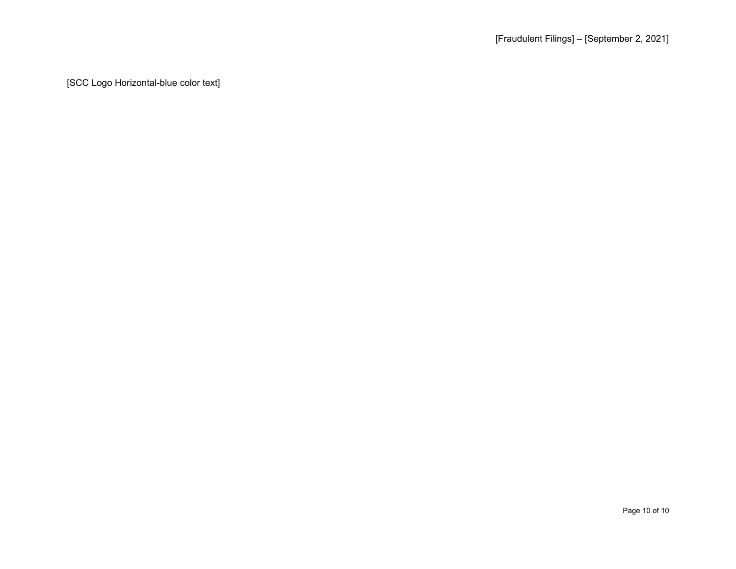[SCC Logo Horizontal-blue color text]